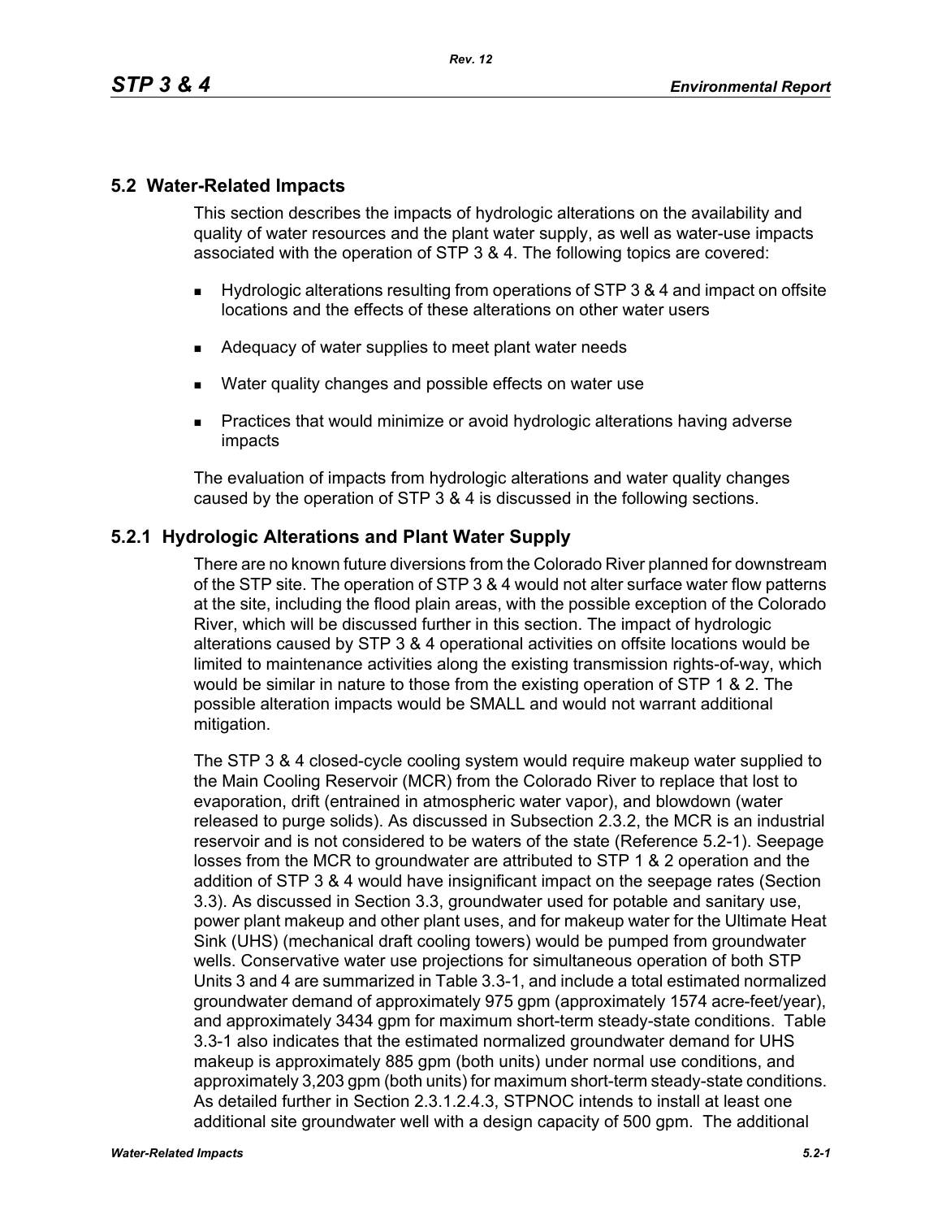## 5.2 Water-Related Impacts

This section describes the impacts of hydrologic alterations on the availability and quality of water resources and the plant water supply, as well as water-use impacts associated with the operation of STP 3 & 4. The following topics are covered:

- Hydrologic alterations resulting from operations of STP 3 & 4 and impact on offsite locations and the effects of these alterations on other water users
- Adequacy of water supplies to meet plant water needs
- Water quality changes and possible effects on water use
- Practices that would minimize or avoid hydrologic alterations having adverse impacts

The evaluation of impacts from hydrologic alterations and water quality changes caused by the operation of STP 3 & 4 is discussed in the following sections.

### 5.2.1 Hydrologic Alterations and Plant Water Supply

There are no known future diversions from the Colorado River planned for downstream of the STP site. The operation of STP 3 & 4 would not alter surface water flow patterns at the site, including the flood plain areas, with the possible exception of the Colorado River, which will be discussed further in this section. The impact of hydrologic alterations caused by STP 3 & 4 operational activities on offsite locations would be limited to maintenance activities along the existing transmission rights-of-way, which would be similar in nature to those from the existing operation of STP 1 & 2. The possible alteration impacts would be SMALL and would not warrant additional mitigation.

The STP 3 & 4 closed-cycle cooling system would require makeup water supplied to the Main Cooling Reservoir (MCR) from the Colorado River to replace that lost to evaporation, drift (entrained in atmospheric water vapor), and blowdown (water released to purge solids). As discussed in Subsection 2.3.2, the MCR is an industrial reservoir and is not considered to be waters of the state (Reference 5.2-1). Seepage losses from the MCR to groundwater are attributed to STP 1 & 2 operation and the addition of STP 3 & 4 would have insignificant impact on the seepage rates (Section 3.3). As discussed in Section 3.3, groundwater used for potable and sanitary use, power plant makeup and other plant uses, and for makeup water for the Ultimate Heat Sink (UHS) (mechanical draft cooling towers) would be pumped from groundwater wells. Conservative water use projections for simultaneous operation of both STP Units 3 and 4 are summarized in Table 3.3-1, and include a total estimated normalized groundwater demand of approximately 975 gpm (approximately 1574 acre-feet/year), and approximately 3434 gpm for maximum short-term steady-state conditions. Table 3.3-1 also indicates that the estimated normalized groundwater demand for UHS makeup is approximately 885 gpm (both units) under normal use conditions, and approximately 3,203 gpm (both units) for maximum short-term steady-state conditions. As detailed further in Section 2.3.1.2.4.3, STPNOC intends to install at least one additional site groundwater well with a design capacity of 500 gpm. The additional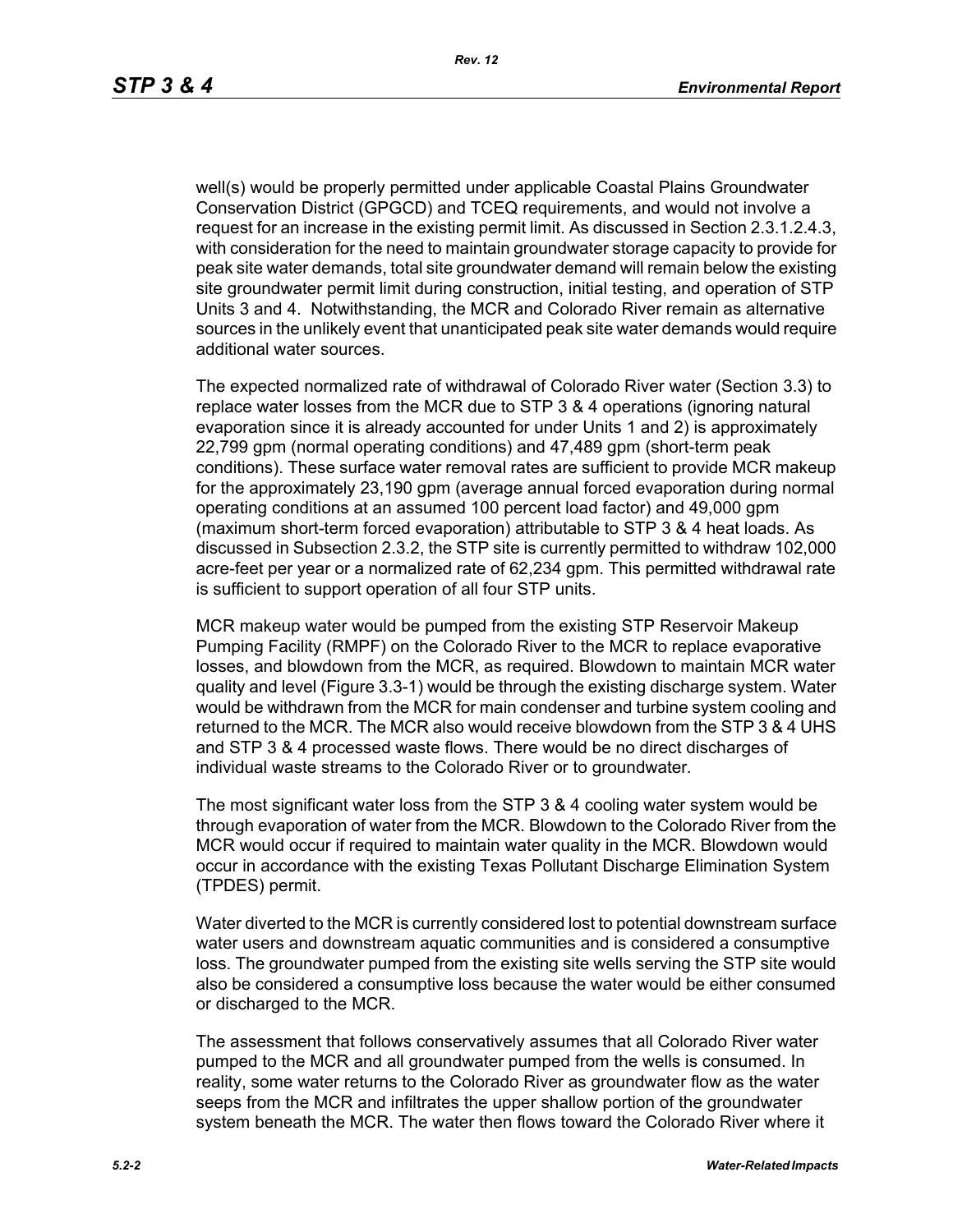well(s) would be properly permitted under applicable Coastal Plains Groundwater Conservation District (GPGCD) and TCEQ requirements, and would not involve a request for an increase in the existing permit limit. As discussed in Section 2.3.1.2.4.3, with consideration for the need to maintain groundwater storage capacity to provide for peak site water demands, total site groundwater demand will remain below the existing site groundwater permit limit during construction, initial testing, and operation of STP Units 3 and 4. Notwithstanding, the MCR and Colorado River remain as alternative sources in the unlikely event that unanticipated peak site water demands would require additional water sources.

The expected normalized rate of withdrawal of Colorado River water (Section 3.3) to replace water losses from the MCR due to STP 3 & 4 operations (ignoring natural evaporation since it is already accounted for under Units 1 and 2) is approximately 22,799 gpm (normal operating conditions) and 47,489 gpm (short-term peak conditions). These surface water removal rates are sufficient to provide MCR makeup for the approximately 23,190 gpm (average annual forced evaporation during normal operating conditions at an assumed 100 percent load factor) and 49,000 gpm (maximum short-term forced evaporation) attributable to STP 3 & 4 heat loads. As discussed in Subsection 2.3.2, the STP site is currently permitted to withdraw 102,000 acre-feet per year or a normalized rate of 62,234 gpm. This permitted withdrawal rate is sufficient to support operation of all four STP units.

MCR makeup water would be pumped from the existing STP Reservoir Makeup Pumping Facility (RMPF) on the Colorado River to the MCR to replace evaporative losses, and blowdown from the MCR, as required. Blowdown to maintain MCR water quality and level (Figure 3.3-1) would be through the existing discharge system. Water would be withdrawn from the MCR for main condenser and turbine system cooling and returned to the MCR. The MCR also would receive blowdown from the STP 3 & 4 UHS and STP 3 & 4 processed waste flows. There would be no direct discharges of individual waste streams to the Colorado River or to groundwater.

The most significant water loss from the STP 3 & 4 cooling water system would be through evaporation of water from the MCR. Blowdown to the Colorado River from the MCR would occur if required to maintain water quality in the MCR. Blowdown would occur in accordance with the existing Texas Pollutant Discharge Elimination System (TPDES) permit.

Water diverted to the MCR is currently considered lost to potential downstream surface water users and downstream aquatic communities and is considered a consumptive loss. The groundwater pumped from the existing site wells serving the STP site would also be considered a consumptive loss because the water would be either consumed or discharged to the MCR.

The assessment that follows conservatively assumes that all Colorado River water pumped to the MCR and all groundwater pumped from the wells is consumed. In reality, some water returns to the Colorado River as groundwater flow as the water seeps from the MCR and infiltrates the upper shallow portion of the groundwater system beneath the MCR. The water then flows toward the Colorado River where it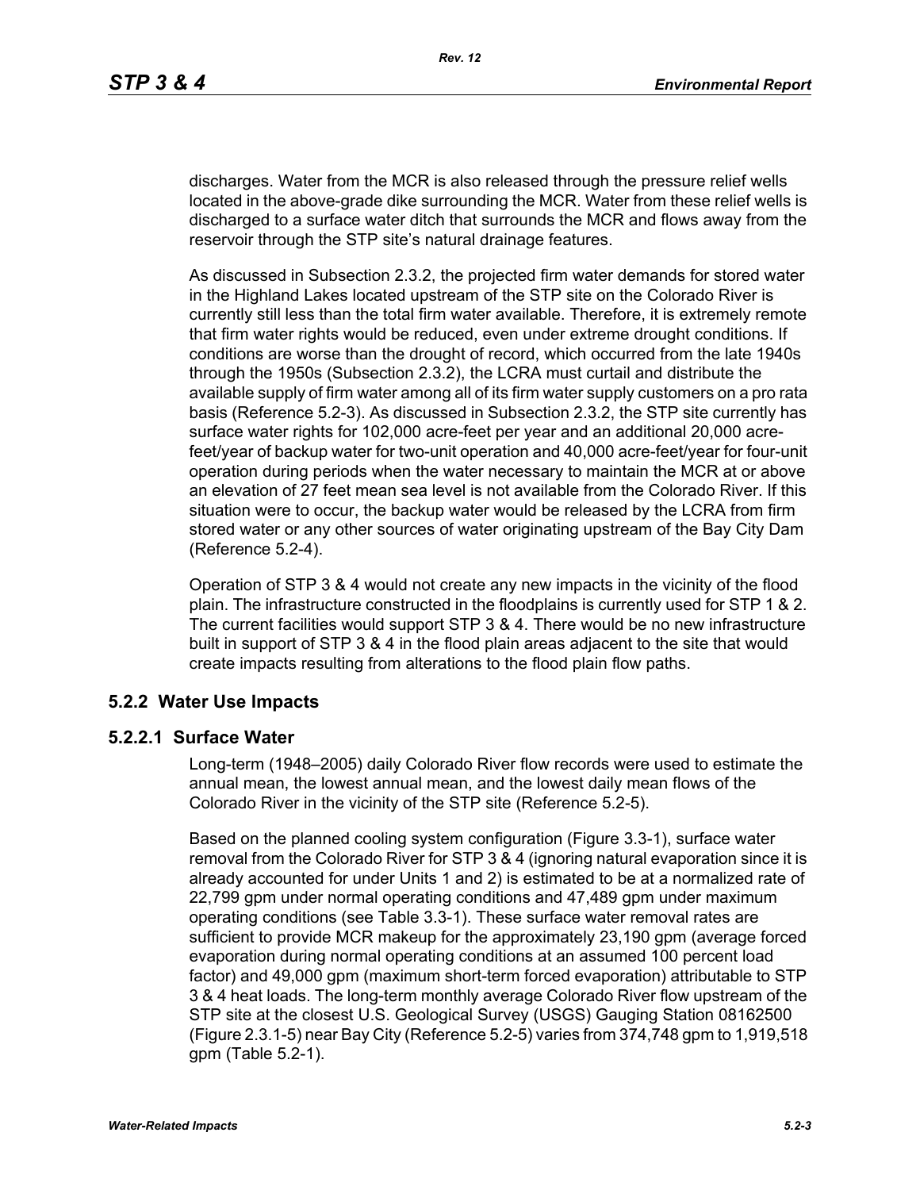discharges. Water from the MCR is also released through the pressure relief wells located in the above-grade dike surrounding the MCR. Water from these relief wells is discharged to a surface water ditch that surrounds the MCR and flows away from the reservoir through the STP site's natural drainage features.

As discussed in Subsection 2.3.2, the projected firm water demands for stored water in the Highland Lakes located upstream of the STP site on the Colorado River is currently still less than the total firm water available. Therefore, it is extremely remote that firm water rights would be reduced, even under extreme drought conditions. If conditions are worse than the drought of record, which occurred from the late 1940s through the 1950s (Subsection 2.3.2), the LCRA must curtail and distribute the available supply of firm water among all of its firm water supply customers on a pro rata basis (Reference 5.2-3). As discussed in Subsection 2.3.2, the STP site currently has surface water rights for 102,000 acre-feet per year and an additional 20,000 acre-feet/year of backup water for two-unit operation and 40,000 acre-feet/year for four-unit operation during periods when the water necessary to maintain the MCR at or above an elevation of 27 feet mean sea level is not available from the Colorado River. If this situation were to occur, the backup water would be released by the LCRA from firm stored water or any other sources of water originating upstream of the Bay City Dam (Reference 5.2-4).

Operation of STP 3 & 4 would not create any new impacts in the vicinity of the flood plain. The infrastructure constructed in the floodplains is currently used for STP 1 & 2. The current facilities would support STP 3 & 4. There would be no new infrastructure built in support of STP 3 & 4 in the flood plain areas adjacent to the site that would create impacts resulting from alterations to the flood plain flow paths.

## 5.2.2 Water Use Impacts

### 5.2.2.1 Surface Water

Long-term (1948–2005) daily Colorado River flow records were used to estimate the annual mean, the lowest annual mean, and the lowest daily mean flows of the Colorado River in the vicinity of the STP site (Reference 5.2-5).

Based on the planned cooling system configuration (Figure 3.3-1), surface water removal from the Colorado River for STP 3 & 4 (ignoring natural evaporation since it is already accounted for under Units 1 and 2) is estimated to be at a normalized rate of 22,799 gpm under normal operating conditions and 47,489 gpm under maximum operating conditions (see Table 3.3-1). These surface water removal rates are sufficient to provide MCR makeup for the approximately 23,190 gpm (average forced evaporation during normal operating conditions at an assumed 100 percent load factor) and 49,000 gpm (maximum short-term forced evaporation) attributable to STP 3 & 4 heat loads. The long-term monthly average Colorado River flow upstream of the STP site at the closest U.S. Geological Survey (USGS) Gauging Station 08162500 (Figure 2.3.1-5) near Bay City (Reference 5.2-5) varies from 374,748 gpm to 1,919,518 gpm (Table 5.2-1).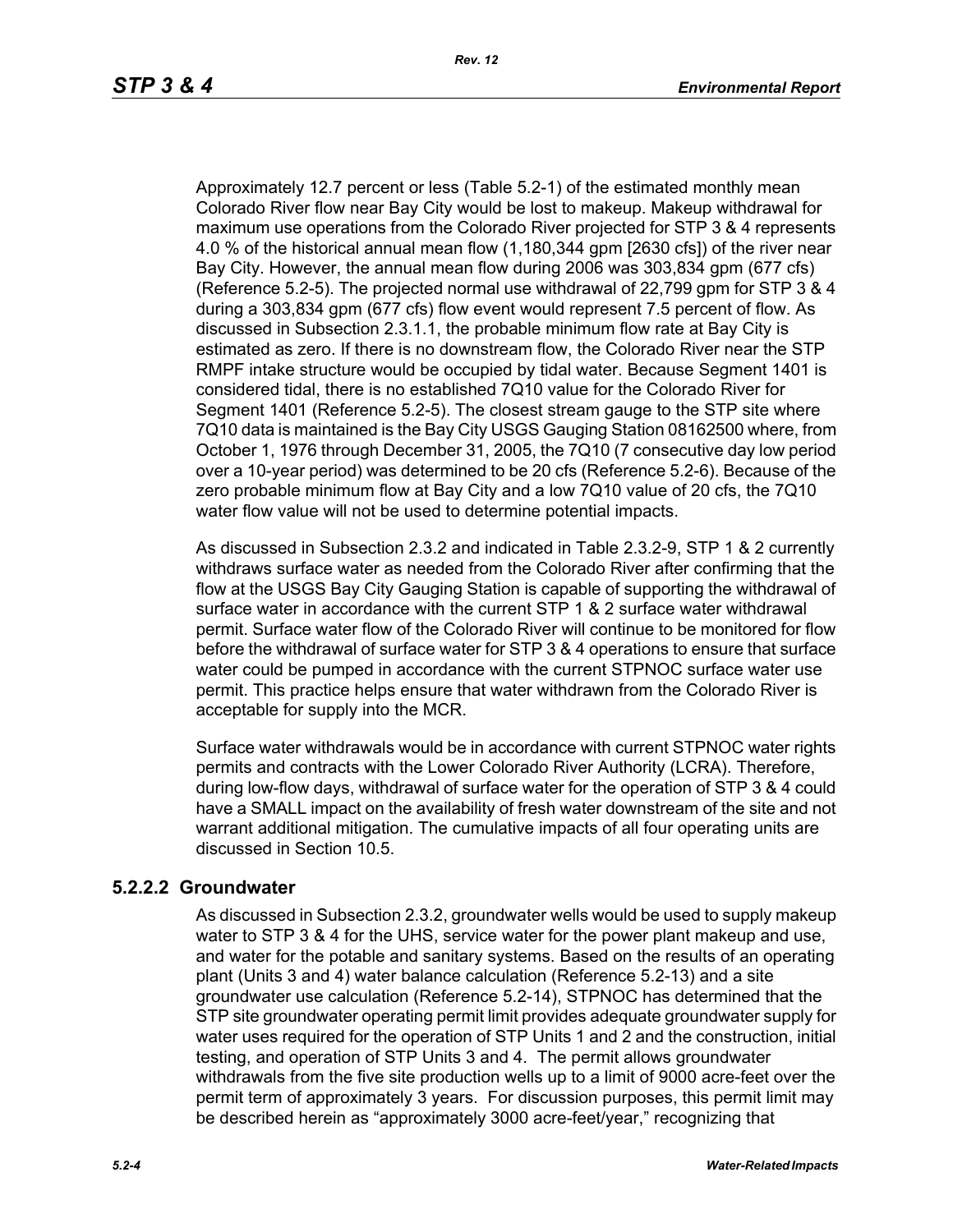Approximately 12.7 percent or less (Table 5.2-1) of the estimated monthly mean Colorado River flow near Bay City would be lost to makeup. Makeup withdrawal for maximum use operations from the Colorado River projected for STP 3 & 4 represents 4.0 % of the historical annual mean flow (1,180,344 gpm [2630 cfs]) of the river near Bay City. However, the annual mean flow during 2006 was 303,834 gpm (677 cfs) (Reference 5.2-5). The projected normal use withdrawal of 22,799 gpm for STP 3 & 4 during a 303,834 gpm (677 cfs) flow event would represent 7.5 percent of flow. As discussed in Subsection 2.3.1.1, the probable minimum flow rate at Bay City is estimated as zero. If there is no downstream flow, the Colorado River near the STP RMPF intake structure would be occupied by tidal water. Because Segment 1401 is considered tidal, there is no established 7Q10 value for the Colorado River for Segment 1401 (Reference 5.2-5). The closest stream gauge to the STP site where 7Q10 data is maintained is the Bay City USGS Gauging Station 08162500 where, from October 1, 1976 through December 31, 2005, the 7Q10 (7 consecutive day low period over a 10-year period) was determined to be 20 cfs (Reference 5.2-6). Because of the zero probable minimum flow at Bay City and a low 7Q10 value of 20 cfs, the 7Q10 water flow value will not be used to determine potential impacts.

As discussed in Subsection 2.3.2 and indicated in Table 2.3.2-9, STP 1 & 2 currently withdraws surface water as needed from the Colorado River after confirming that the flow at the USGS Bay City Gauging Station is capable of supporting the withdrawal of surface water in accordance with the current STP 1 & 2 surface water withdrawal permit. Surface water flow of the Colorado River will continue to be monitored for flow before the withdrawal of surface water for STP 3 & 4 operations to ensure that surface water could be pumped in accordance with the current STPNOC surface water use permit. This practice helps ensure that water withdrawn from the Colorado River is acceptable for supply into the MCR.

Surface water withdrawals would be in accordance with current STPNOC water rights permits and contracts with the Lower Colorado River Authority (LCRA). Therefore, during low-flow days, withdrawal of surface water for the operation of STP 3 & 4 could have a SMALL impact on the availability of fresh water downstream of the site and not warrant additional mitigation. The cumulative impacts of all four operating units are discussed in Section 10.5.

### 5.2.2.2 Groundwater

As discussed in Subsection 2.3.2, groundwater wells would be used to supply makeup water to STP 3 & 4 for the UHS, service water for the power plant makeup and use, and water for the potable and sanitary systems. Based on the results of an operating plant (Units 3 and 4) water balance calculation (Reference 5.2-13) and a site groundwater use calculation (Reference 5.2-14), STPNOC has determined that the STP site groundwater operating permit limit provides adequate groundwater supply for water uses required for the operation of STP Units 1 and 2 and the construction, initial testing, and operation of STP Units 3 and 4. The permit allows groundwater withdrawals from the five site production wells up to a limit of 9000 acre-feet over the permit term of approximately 3 years. For discussion purposes, this permit limit may be described herein as "approximately 3000 acre-feet/year," recognizing that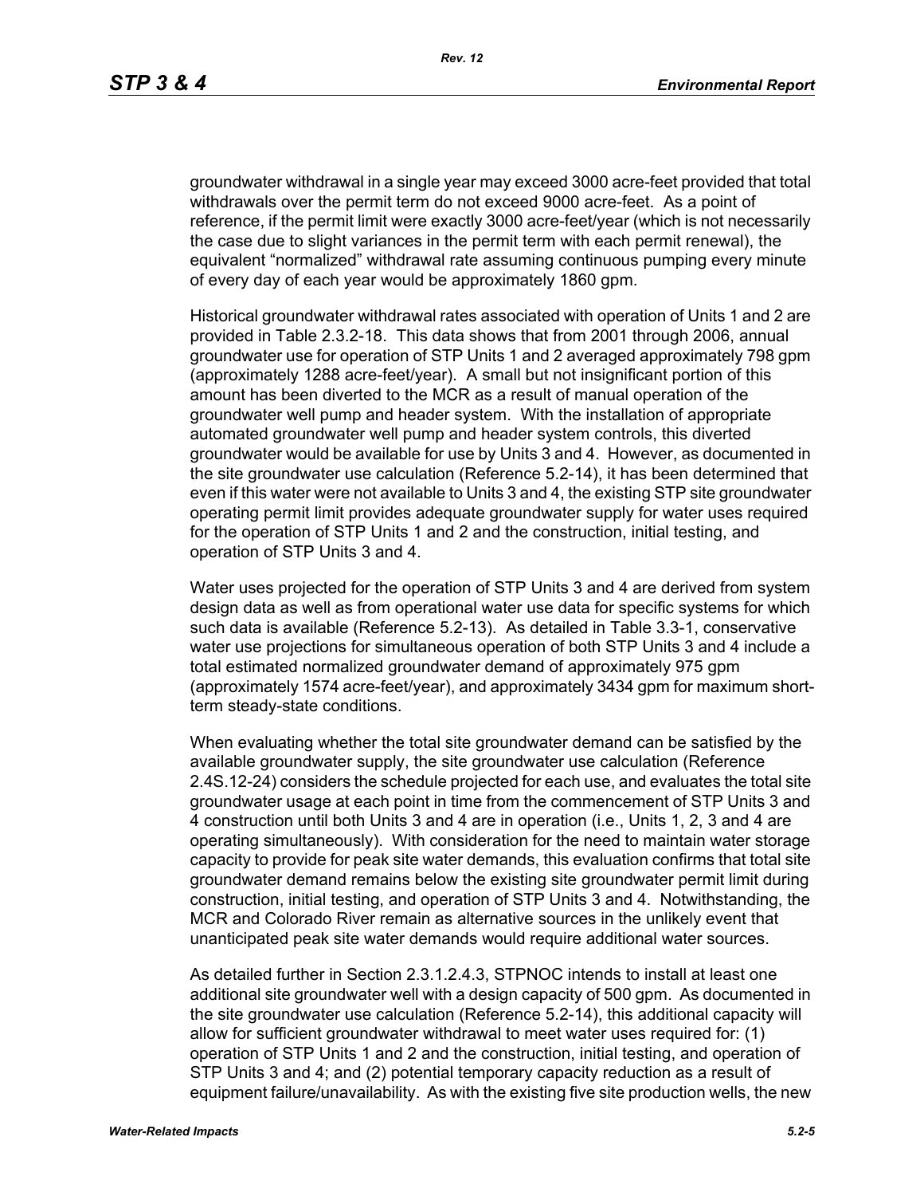groundwater withdrawal in a single year may exceed 3000 acre-feet provided that total withdrawals over the permit term do not exceed 9000 acre-feet. As a point of reference, if the permit limit were exactly 3000 acre-feet/year (which is not necessarily the case due to slight variances in the permit term with each permit renewal), the equivalent "normalized" withdrawal rate assuming continuous pumping every minute of every day of each year would be approximately 1860 gpm.

Historical groundwater withdrawal rates associated with operation of Units 1 and 2 are provided in Table 2.3.2-18. This data shows that from 2001 through 2006, annual groundwater use for operation of STP Units 1 and 2 averaged approximately 798 gpm (approximately 1288 acre-feet/year). A small but not insignificant portion of this amount has been diverted to the MCR as a result of manual operation of the groundwater well pump and header system. With the installation of appropriate automated groundwater well pump and header system controls, this diverted groundwater would be available for use by Units 3 and 4. However, as documented in the site groundwater use calculation (Reference 5.2-14), it has been determined that even if this water were not available to Units 3 and 4, the existing STP site groundwater operating permit limit provides adequate groundwater supply for water uses required for the operation of STP Units 1 and 2 and the construction, initial testing, and operation of STP Units 3 and 4.

Water uses projected for the operation of STP Units 3 and 4 are derived from system design data as well as from operational water use data for specific systems for which such data is available (Reference 5.2-13). As detailed in Table 3.3-1, conservative water use projections for simultaneous operation of both STP Units 3 and 4 include a total estimated normalized groundwater demand of approximately 975 gpm (approximately 1574 acre-feet/year), and approximately 3434 gpm for maximum short-term steady-state conditions.

When evaluating whether the total site groundwater demand can be satisfied by the available groundwater supply, the site groundwater use calculation (Reference 2.4S.12-24) considers the schedule projected for each use, and evaluates the total site groundwater usage at each point in time from the commencement of STP Units 3 and 4 construction until both Units 3 and 4 are in operation (i.e., Units 1, 2, 3 and 4 are operating simultaneously). With consideration for the need to maintain water storage capacity to provide for peak site water demands, this evaluation confirms that total site groundwater demand remains below the existing site groundwater permit limit during construction, initial testing, and operation of STP Units 3 and 4. Notwithstanding, the MCR and Colorado River remain as alternative sources in the unlikely event that unanticipated peak site water demands would require additional water sources.

As detailed further in Section 2.3.1.2.4.3, STPNOC intends to install at least one additional site groundwater well with a design capacity of 500 gpm. As documented in the site groundwater use calculation (Reference 5.2-14), this additional capacity will allow for sufficient groundwater withdrawal to meet water uses required for: (1) operation of STP Units 1 and 2 and the construction, initial testing, and operation of STP Units 3 and 4; and (2) potential temporary capacity reduction as a result of equipment failure/unavailability. As with the existing five site production wells, the new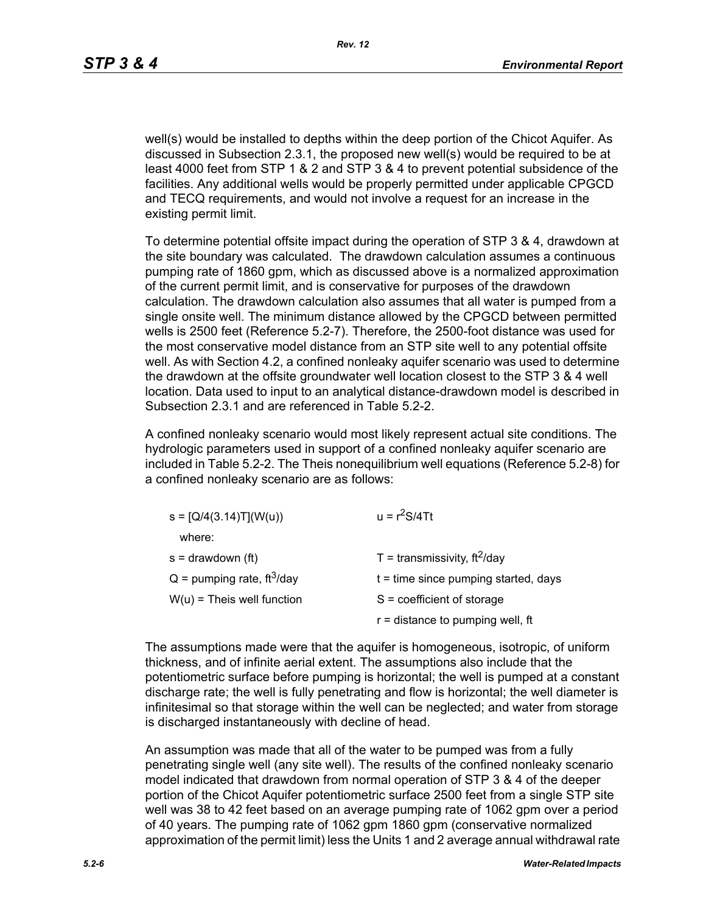well(s) would be installed to depths within the deep portion of the Chicot Aquifer. As discussed in Subsection 2.3.1, the proposed new well(s) would be required to be at least 4000 feet from STP 1 & 2 and STP 3 & 4 to prevent potential subsidence of the facilities. Any additional wells would be properly permitted under applicable CPGCD and TECQ requirements, and would not involve a request for an increase in the existing permit limit.

To determine potential offsite impact during the operation of STP 3 & 4, drawdown at the site boundary was calculated. The drawdown calculation assumes a continuous pumping rate of 1860 gpm, which as discussed above is a normalized approximation of the current permit limit, and is conservative for purposes of the drawdown calculation. The drawdown calculation also assumes that all water is pumped from a single onsite well. The minimum distance allowed by the CPGCD between permitted wells is 2500 feet (Reference 5.2-7). Therefore, the 2500-foot distance was used for the most conservative model distance from an STP site well to any potential offsite well. As with Section 4.2, a confined nonleaky aquifer scenario was used to determine the drawdown at the offsite groundwater well location closest to the STP 3 & 4 well location. Data used to input to an analytical distance-drawdown model is described in Subsection 2.3.1 and are referenced in Table 5.2-2.

A confined nonleaky scenario would most likely represent actual site conditions. The hydrologic parameters used in support of a confined nonleaky aquifer scenario are included in Table 5.2-2. The Theis nonequilibrium well equations (Reference 5.2-8) for a confined nonleaky scenario are as follows:

$s = [Q/4(3.14)T](W(u))$ $\qquad$ $u = r^2S/4Tt$

where:

| | |
|---|---|
| $s$ = drawdown (ft) | $T$ = transmissivity, $ft^2$/day |
| $Q$ = pumping rate, $ft^3$/day | $t$ = time since pumping started, days |
| $W(u)$ = Theis well function | $S$ = coefficient of storage |
| | $r$ = distance to pumping well, ft |

The assumptions made were that the aquifer is homogeneous, isotropic, of uniform thickness, and of infinite aerial extent. The assumptions also include that the potentiometric surface before pumping is horizontal; the well is pumped at a constant discharge rate; the well is fully penetrating and flow is horizontal; the well diameter is infinitesimal so that storage within the well can be neglected; and water from storage is discharged instantaneously with decline of head.

An assumption was made that all of the water to be pumped was from a fully penetrating single well (any site well). The results of the confined nonleaky scenario model indicated that drawdown from normal operation of STP 3 & 4 of the deeper portion of the Chicot Aquifer potentiometric surface 2500 feet from a single STP site well was 38 to 42 feet based on an average pumping rate of 1062 gpm over a period of 40 years. The pumping rate of 1062 gpm 1860 gpm (conservative normalized approximation of the permit limit) less the Units 1 and 2 average annual withdrawal rate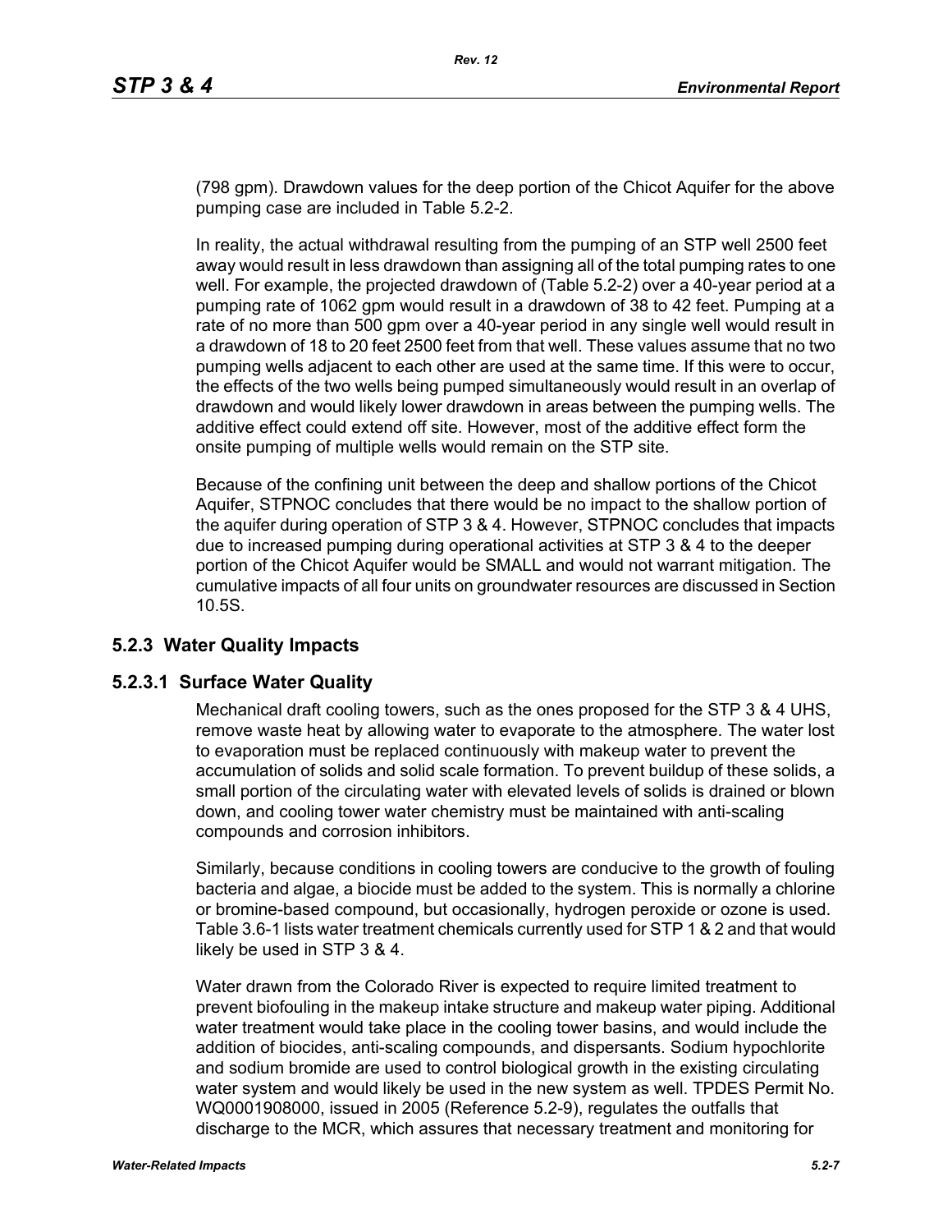(798 gpm). Drawdown values for the deep portion of the Chicot Aquifer for the above pumping case are included in Table 5.2-2.

In reality, the actual withdrawal resulting from the pumping of an STP well 2500 feet away would result in less drawdown than assigning all of the total pumping rates to one well. For example, the projected drawdown of (Table 5.2-2) over a 40-year period at a pumping rate of 1062 gpm would result in a drawdown of 38 to 42 feet. Pumping at a rate of no more than 500 gpm over a 40-year period in any single well would result in a drawdown of 18 to 20 feet 2500 feet from that well. These values assume that no two pumping wells adjacent to each other are used at the same time. If this were to occur, the effects of the two wells being pumped simultaneously would result in an overlap of drawdown and would likely lower drawdown in areas between the pumping wells. The additive effect could extend off site. However, most of the additive effect form the onsite pumping of multiple wells would remain on the STP site.

Because of the confining unit between the deep and shallow portions of the Chicot Aquifer, STPNOC concludes that there would be no impact to the shallow portion of the aquifer during operation of STP 3 & 4. However, STPNOC concludes that impacts due to increased pumping during operational activities at STP 3 & 4 to the deeper portion of the Chicot Aquifer would be SMALL and would not warrant mitigation. The cumulative impacts of all four units on groundwater resources are discussed in Section 10.5S.

## 5.2.3 Water Quality Impacts

### 5.2.3.1 Surface Water Quality

Mechanical draft cooling towers, such as the ones proposed for the STP 3 & 4 UHS, remove waste heat by allowing water to evaporate to the atmosphere. The water lost to evaporation must be replaced continuously with makeup water to prevent the accumulation of solids and solid scale formation. To prevent buildup of these solids, a small portion of the circulating water with elevated levels of solids is drained or blown down, and cooling tower water chemistry must be maintained with anti-scaling compounds and corrosion inhibitors.

Similarly, because conditions in cooling towers are conducive to the growth of fouling bacteria and algae, a biocide must be added to the system. This is normally a chlorine or bromine-based compound, but occasionally, hydrogen peroxide or ozone is used. Table 3.6-1 lists water treatment chemicals currently used for STP 1 & 2 and that would likely be used in STP 3 & 4.

Water drawn from the Colorado River is expected to require limited treatment to prevent biofouling in the makeup intake structure and makeup water piping. Additional water treatment would take place in the cooling tower basins, and would include the addition of biocides, anti-scaling compounds, and dispersants. Sodium hypochlorite and sodium bromide are used to control biological growth in the existing circulating water system and would likely be used in the new system as well. TPDES Permit No. WQ0001908000, issued in 2005 (Reference 5.2-9), regulates the outfalls that discharge to the MCR, which assures that necessary treatment and monitoring for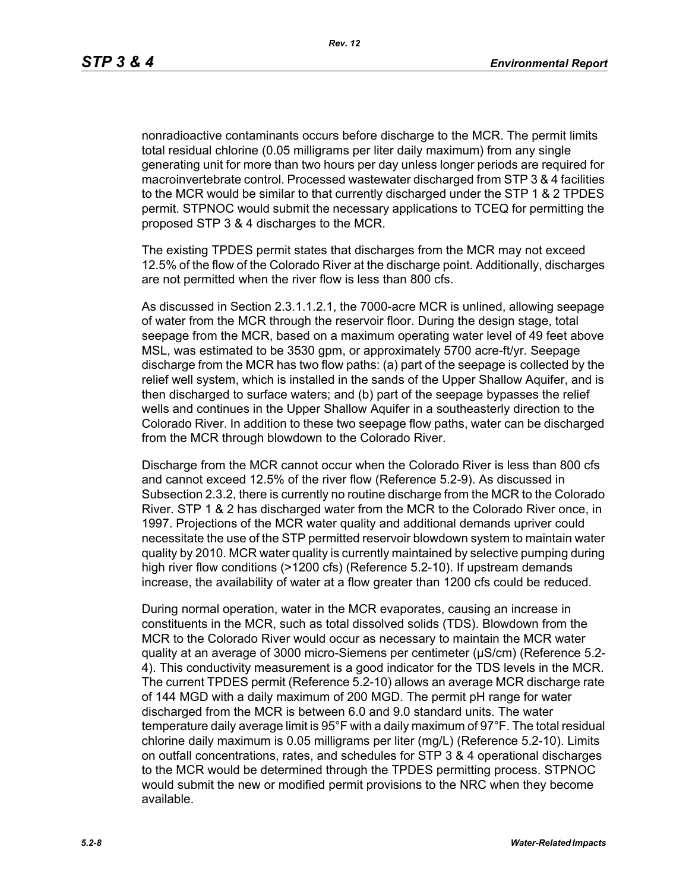nonradioactive contaminants occurs before discharge to the MCR. The permit limits total residual chlorine (0.05 milligrams per liter daily maximum) from any single generating unit for more than two hours per day unless longer periods are required for macroinvertebrate control. Processed wastewater discharged from STP 3 & 4 facilities to the MCR would be similar to that currently discharged under the STP 1 & 2 TPDES permit. STPNOC would submit the necessary applications to TCEQ for permitting the proposed STP 3 & 4 discharges to the MCR.

The existing TPDES permit states that discharges from the MCR may not exceed 12.5% of the flow of the Colorado River at the discharge point. Additionally, discharges are not permitted when the river flow is less than 800 cfs.

As discussed in Section 2.3.1.1.2.1, the 7000-acre MCR is unlined, allowing seepage of water from the MCR through the reservoir floor. During the design stage, total seepage from the MCR, based on a maximum operating water level of 49 feet above MSL, was estimated to be 3530 gpm, or approximately 5700 acre-ft/yr. Seepage discharge from the MCR has two flow paths: (a) part of the seepage is collected by the relief well system, which is installed in the sands of the Upper Shallow Aquifer, and is then discharged to surface waters; and (b) part of the seepage bypasses the relief wells and continues in the Upper Shallow Aquifer in a southeasterly direction to the Colorado River. In addition to these two seepage flow paths, water can be discharged from the MCR through blowdown to the Colorado River.

Discharge from the MCR cannot occur when the Colorado River is less than 800 cfs and cannot exceed 12.5% of the river flow (Reference 5.2-9). As discussed in Subsection 2.3.2, there is currently no routine discharge from the MCR to the Colorado River. STP 1 & 2 has discharged water from the MCR to the Colorado River once, in 1997. Projections of the MCR water quality and additional demands upriver could necessitate the use of the STP permitted reservoir blowdown system to maintain water quality by 2010. MCR water quality is currently maintained by selective pumping during high river flow conditions (>1200 cfs) (Reference 5.2-10). If upstream demands increase, the availability of water at a flow greater than 1200 cfs could be reduced.

During normal operation, water in the MCR evaporates, causing an increase in constituents in the MCR, such as total dissolved solids (TDS). Blowdown from the MCR to the Colorado River would occur as necessary to maintain the MCR water quality at an average of 3000 micro-Siemens per centimeter (μS/cm) (Reference 5.2-4). This conductivity measurement is a good indicator for the TDS levels in the MCR. The current TPDES permit (Reference 5.2-10) allows an average MCR discharge rate of 144 MGD with a daily maximum of 200 MGD. The permit pH range for water discharged from the MCR is between 6.0 and 9.0 standard units. The water temperature daily average limit is 95°F with a daily maximum of 97°F. The total residual chlorine daily maximum is 0.05 milligrams per liter (mg/L) (Reference 5.2-10). Limits on outfall concentrations, rates, and schedules for STP 3 & 4 operational discharges to the MCR would be determined through the TPDES permitting process. STPNOC would submit the new or modified permit provisions to the NRC when they become available.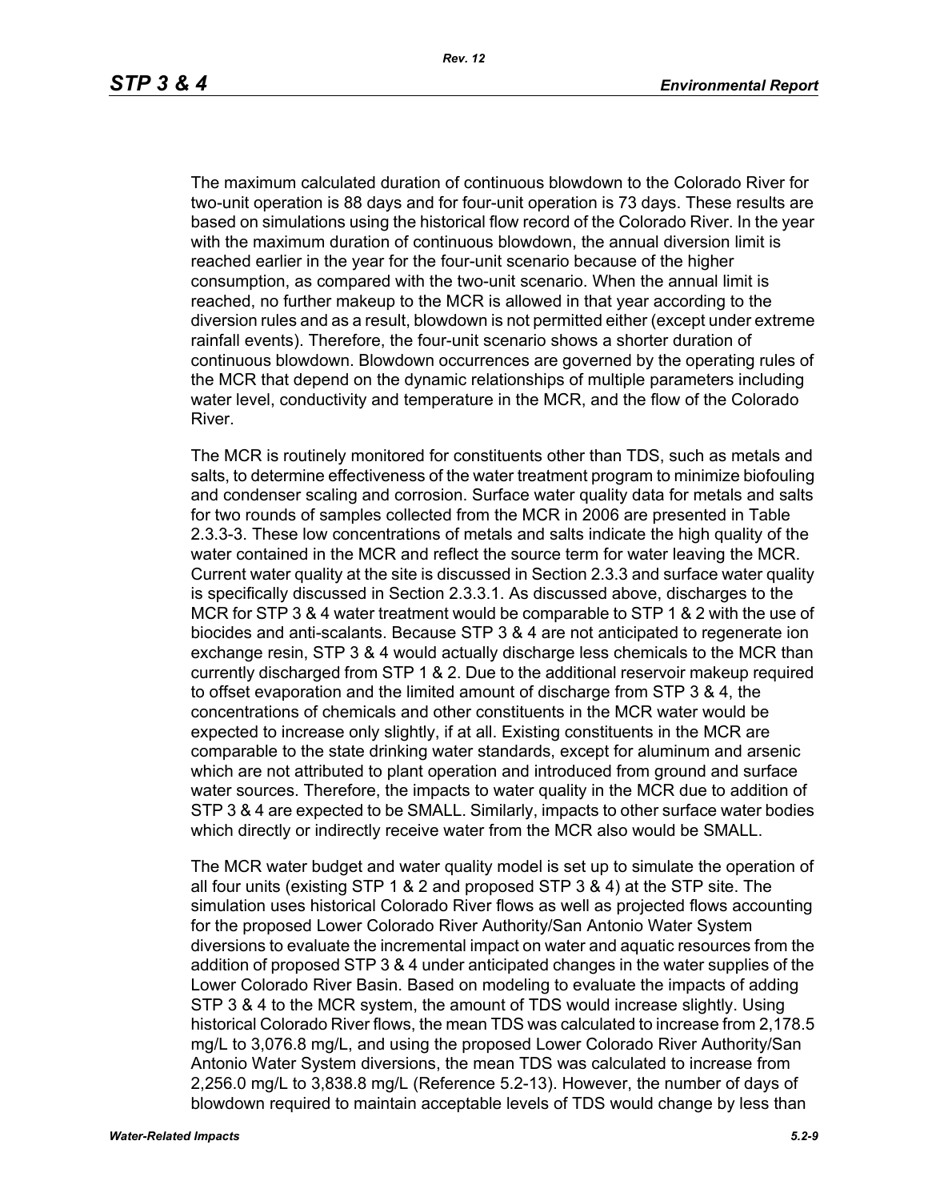The maximum calculated duration of continuous blowdown to the Colorado River for two-unit operation is 88 days and for four-unit operation is 73 days. These results are based on simulations using the historical flow record of the Colorado River. In the year with the maximum duration of continuous blowdown, the annual diversion limit is reached earlier in the year for the four-unit scenario because of the higher consumption, as compared with the two-unit scenario. When the annual limit is reached, no further makeup to the MCR is allowed in that year according to the diversion rules and as a result, blowdown is not permitted either (except under extreme rainfall events). Therefore, the four-unit scenario shows a shorter duration of continuous blowdown. Blowdown occurrences are governed by the operating rules of the MCR that depend on the dynamic relationships of multiple parameters including water level, conductivity and temperature in the MCR, and the flow of the Colorado River.

The MCR is routinely monitored for constituents other than TDS, such as metals and salts, to determine effectiveness of the water treatment program to minimize biofouling and condenser scaling and corrosion. Surface water quality data for metals and salts for two rounds of samples collected from the MCR in 2006 are presented in Table 2.3.3-3. These low concentrations of metals and salts indicate the high quality of the water contained in the MCR and reflect the source term for water leaving the MCR. Current water quality at the site is discussed in Section 2.3.3 and surface water quality is specifically discussed in Section 2.3.3.1. As discussed above, discharges to the MCR for STP 3 & 4 water treatment would be comparable to STP 1 & 2 with the use of biocides and anti-scalants. Because STP 3 & 4 are not anticipated to regenerate ion exchange resin, STP 3 & 4 would actually discharge less chemicals to the MCR than currently discharged from STP 1 & 2. Due to the additional reservoir makeup required to offset evaporation and the limited amount of discharge from STP 3 & 4, the concentrations of chemicals and other constituents in the MCR water would be expected to increase only slightly, if at all. Existing constituents in the MCR are comparable to the state drinking water standards, except for aluminum and arsenic which are not attributed to plant operation and introduced from ground and surface water sources. Therefore, the impacts to water quality in the MCR due to addition of STP 3 & 4 are expected to be SMALL. Similarly, impacts to other surface water bodies which directly or indirectly receive water from the MCR also would be SMALL.

The MCR water budget and water quality model is set up to simulate the operation of all four units (existing STP 1 & 2 and proposed STP 3 & 4) at the STP site. The simulation uses historical Colorado River flows as well as projected flows accounting for the proposed Lower Colorado River Authority/San Antonio Water System diversions to evaluate the incremental impact on water and aquatic resources from the addition of proposed STP 3 & 4 under anticipated changes in the water supplies of the Lower Colorado River Basin. Based on modeling to evaluate the impacts of adding STP 3 & 4 to the MCR system, the amount of TDS would increase slightly. Using historical Colorado River flows, the mean TDS was calculated to increase from 2,178.5 mg/L to 3,076.8 mg/L, and using the proposed Lower Colorado River Authority/San Antonio Water System diversions, the mean TDS was calculated to increase from 2,256.0 mg/L to 3,838.8 mg/L (Reference 5.2-13). However, the number of days of blowdown required to maintain acceptable levels of TDS would change by less than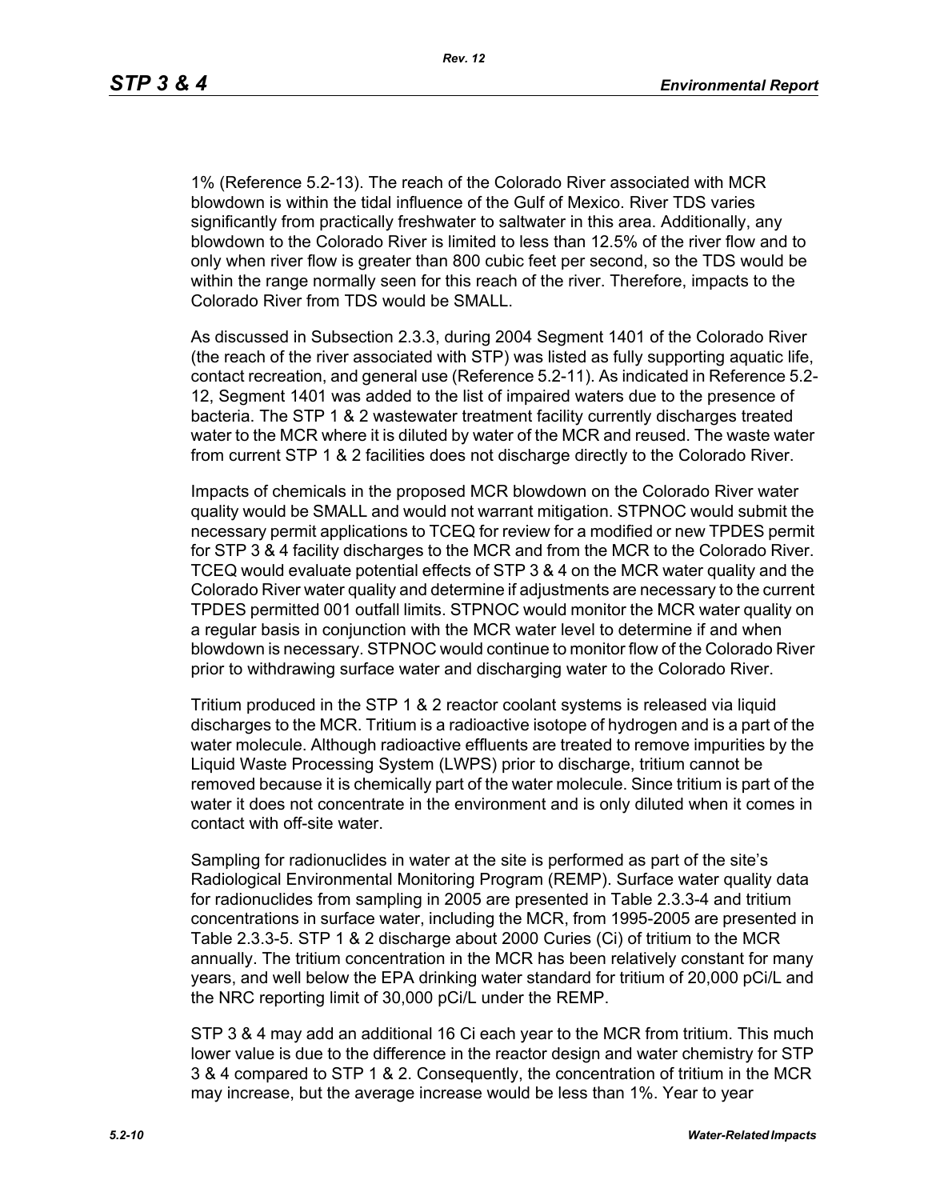1% (Reference 5.2-13). The reach of the Colorado River associated with MCR blowdown is within the tidal influence of the Gulf of Mexico. River TDS varies significantly from practically freshwater to saltwater in this area. Additionally, any blowdown to the Colorado River is limited to less than 12.5% of the river flow and to only when river flow is greater than 800 cubic feet per second, so the TDS would be within the range normally seen for this reach of the river. Therefore, impacts to the Colorado River from TDS would be SMALL.

As discussed in Subsection 2.3.3, during 2004 Segment 1401 of the Colorado River (the reach of the river associated with STP) was listed as fully supporting aquatic life, contact recreation, and general use (Reference 5.2-11). As indicated in Reference 5.2-12, Segment 1401 was added to the list of impaired waters due to the presence of bacteria. The STP 1 & 2 wastewater treatment facility currently discharges treated water to the MCR where it is diluted by water of the MCR and reused. The waste water from current STP 1 & 2 facilities does not discharge directly to the Colorado River.

Impacts of chemicals in the proposed MCR blowdown on the Colorado River water quality would be SMALL and would not warrant mitigation. STPNOC would submit the necessary permit applications to TCEQ for review for a modified or new TPDES permit for STP 3 & 4 facility discharges to the MCR and from the MCR to the Colorado River. TCEQ would evaluate potential effects of STP 3 & 4 on the MCR water quality and the Colorado River water quality and determine if adjustments are necessary to the current TPDES permitted 001 outfall limits. STPNOC would monitor the MCR water quality on a regular basis in conjunction with the MCR water level to determine if and when blowdown is necessary. STPNOC would continue to monitor flow of the Colorado River prior to withdrawing surface water and discharging water to the Colorado River.

Tritium produced in the STP 1 & 2 reactor coolant systems is released via liquid discharges to the MCR. Tritium is a radioactive isotope of hydrogen and is a part of the water molecule. Although radioactive effluents are treated to remove impurities by the Liquid Waste Processing System (LWPS) prior to discharge, tritium cannot be removed because it is chemically part of the water molecule. Since tritium is part of the water it does not concentrate in the environment and is only diluted when it comes in contact with off-site water.

Sampling for radionuclides in water at the site is performed as part of the site's Radiological Environmental Monitoring Program (REMP). Surface water quality data for radionuclides from sampling in 2005 are presented in Table 2.3.3-4 and tritium concentrations in surface water, including the MCR, from 1995-2005 are presented in Table 2.3.3-5. STP 1 & 2 discharge about 2000 Curies (Ci) of tritium to the MCR annually. The tritium concentration in the MCR has been relatively constant for many years, and well below the EPA drinking water standard for tritium of 20,000 pCi/L and the NRC reporting limit of 30,000 pCi/L under the REMP.

STP 3 & 4 may add an additional 16 Ci each year to the MCR from tritium. This much lower value is due to the difference in the reactor design and water chemistry for STP 3 & 4 compared to STP 1 & 2. Consequently, the concentration of tritium in the MCR may increase, but the average increase would be less than 1%. Year to year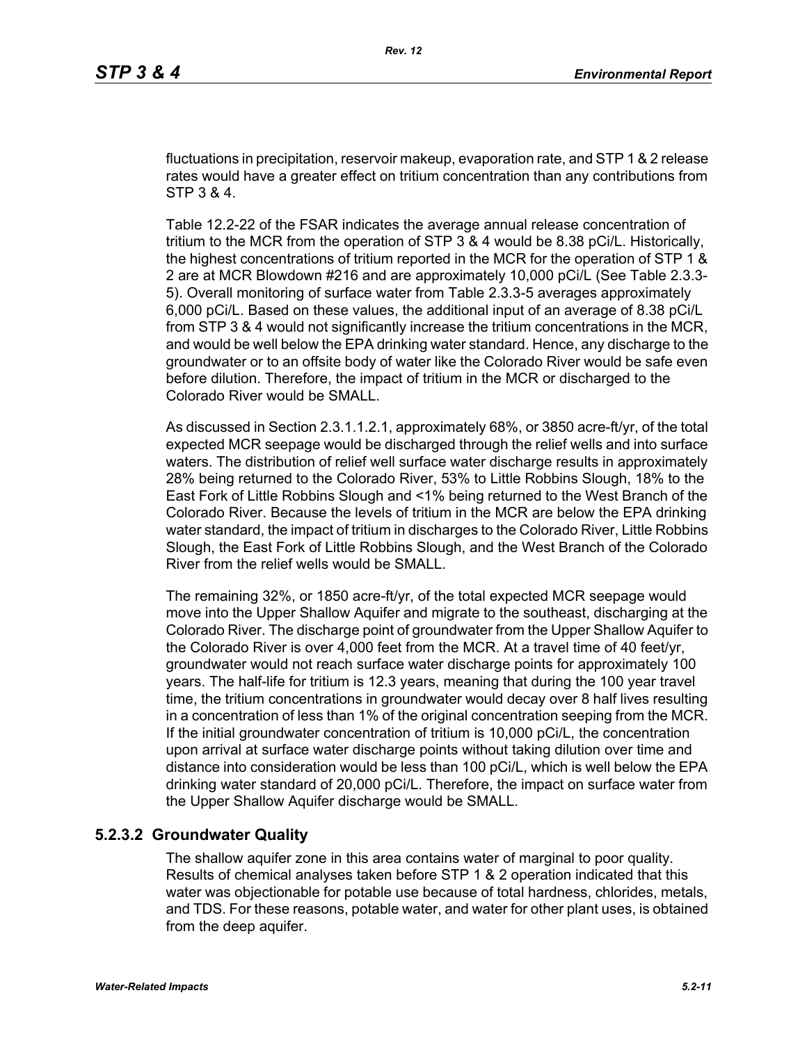fluctuations in precipitation, reservoir makeup, evaporation rate, and STP 1 & 2 release rates would have a greater effect on tritium concentration than any contributions from STP 3 & 4.

Table 12.2-22 of the FSAR indicates the average annual release concentration of tritium to the MCR from the operation of STP 3 & 4 would be 8.38 pCi/L. Historically, the highest concentrations of tritium reported in the MCR for the operation of STP 1 & 2 are at MCR Blowdown #216 and are approximately 10,000 pCi/L (See Table 2.3.3-5). Overall monitoring of surface water from Table 2.3.3-5 averages approximately 6,000 pCi/L. Based on these values, the additional input of an average of 8.38 pCi/L from STP 3 & 4 would not significantly increase the tritium concentrations in the MCR, and would be well below the EPA drinking water standard. Hence, any discharge to the groundwater or to an offsite body of water like the Colorado River would be safe even before dilution. Therefore, the impact of tritium in the MCR or discharged to the Colorado River would be SMALL.

As discussed in Section 2.3.1.1.2.1, approximately 68%, or 3850 acre-ft/yr, of the total expected MCR seepage would be discharged through the relief wells and into surface waters. The distribution of relief well surface water discharge results in approximately 28% being returned to the Colorado River, 53% to Little Robbins Slough, 18% to the East Fork of Little Robbins Slough and <1% being returned to the West Branch of the Colorado River. Because the levels of tritium in the MCR are below the EPA drinking water standard, the impact of tritium in discharges to the Colorado River, Little Robbins Slough, the East Fork of Little Robbins Slough, and the West Branch of the Colorado River from the relief wells would be SMALL.

The remaining 32%, or 1850 acre-ft/yr, of the total expected MCR seepage would move into the Upper Shallow Aquifer and migrate to the southeast, discharging at the Colorado River. The discharge point of groundwater from the Upper Shallow Aquifer to the Colorado River is over 4,000 feet from the MCR. At a travel time of 40 feet/yr, groundwater would not reach surface water discharge points for approximately 100 years. The half-life for tritium is 12.3 years, meaning that during the 100 year travel time, the tritium concentrations in groundwater would decay over 8 half lives resulting in a concentration of less than 1% of the original concentration seeping from the MCR. If the initial groundwater concentration of tritium is 10,000 pCi/L, the concentration upon arrival at surface water discharge points without taking dilution over time and distance into consideration would be less than 100 pCi/L, which is well below the EPA drinking water standard of 20,000 pCi/L. Therefore, the impact on surface water from the Upper Shallow Aquifer discharge would be SMALL.

### 5.2.3.2 Groundwater Quality

The shallow aquifer zone in this area contains water of marginal to poor quality. Results of chemical analyses taken before STP 1 & 2 operation indicated that this water was objectionable for potable use because of total hardness, chlorides, metals, and TDS. For these reasons, potable water, and water for other plant uses, is obtained from the deep aquifer.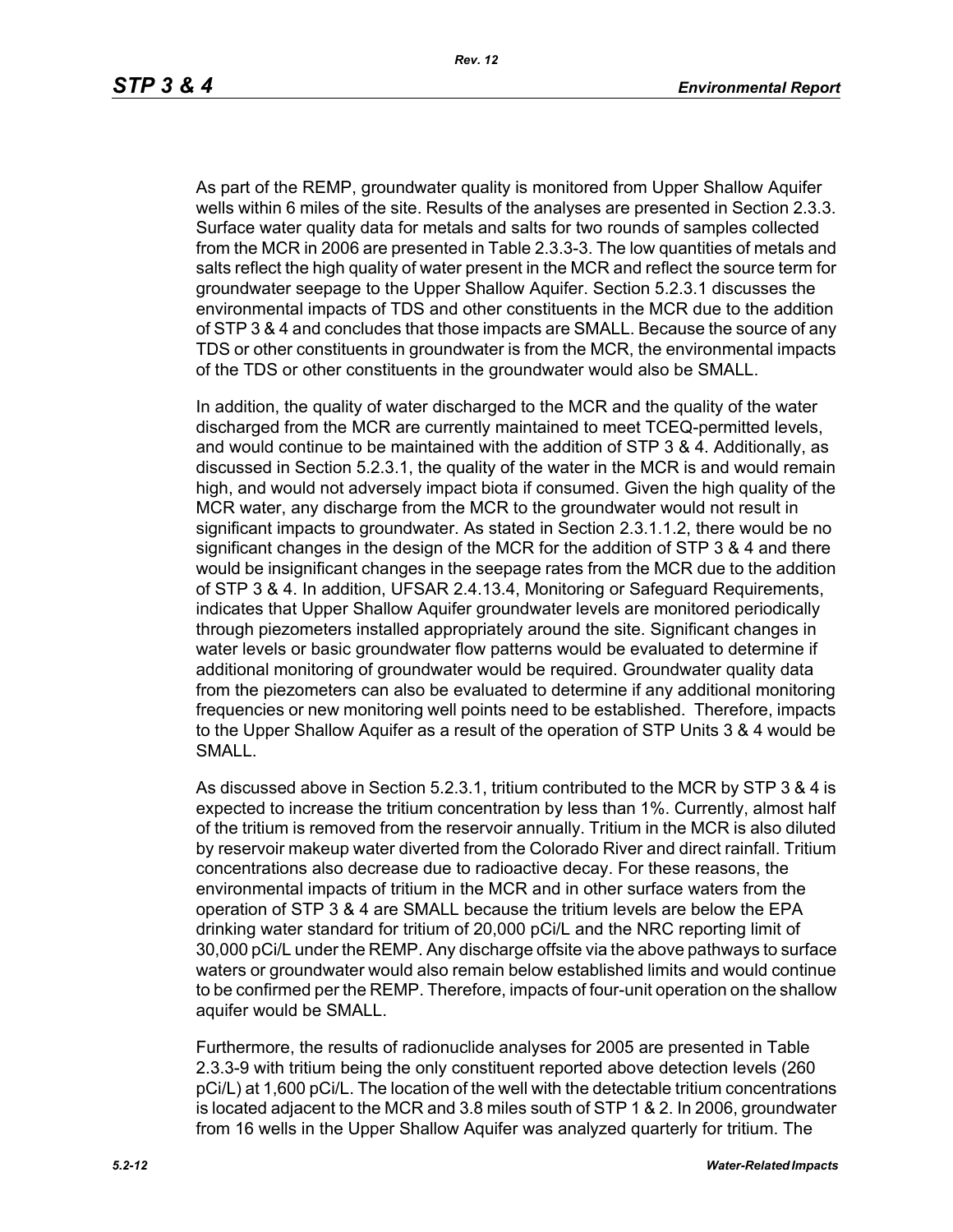As part of the REMP, groundwater quality is monitored from Upper Shallow Aquifer wells within 6 miles of the site. Results of the analyses are presented in Section 2.3.3. Surface water quality data for metals and salts for two rounds of samples collected from the MCR in 2006 are presented in Table 2.3.3-3. The low quantities of metals and salts reflect the high quality of water present in the MCR and reflect the source term for groundwater seepage to the Upper Shallow Aquifer. Section 5.2.3.1 discusses the environmental impacts of TDS and other constituents in the MCR due to the addition of STP 3 & 4 and concludes that those impacts are SMALL. Because the source of any TDS or other constituents in groundwater is from the MCR, the environmental impacts of the TDS or other constituents in the groundwater would also be SMALL.

In addition, the quality of water discharged to the MCR and the quality of the water discharged from the MCR are currently maintained to meet TCEQ-permitted levels, and would continue to be maintained with the addition of STP 3 & 4. Additionally, as discussed in Section 5.2.3.1, the quality of the water in the MCR is and would remain high, and would not adversely impact biota if consumed. Given the high quality of the MCR water, any discharge from the MCR to the groundwater would not result in significant impacts to groundwater. As stated in Section 2.3.1.1.2, there would be no significant changes in the design of the MCR for the addition of STP 3 & 4 and there would be insignificant changes in the seepage rates from the MCR due to the addition of STP 3 & 4. In addition, UFSAR 2.4.13.4, Monitoring or Safeguard Requirements, indicates that Upper Shallow Aquifer groundwater levels are monitored periodically through piezometers installed appropriately around the site. Significant changes in water levels or basic groundwater flow patterns would be evaluated to determine if additional monitoring of groundwater would be required. Groundwater quality data from the piezometers can also be evaluated to determine if any additional monitoring frequencies or new monitoring well points need to be established. Therefore, impacts to the Upper Shallow Aquifer as a result of the operation of STP Units 3 & 4 would be SMALL.

As discussed above in Section 5.2.3.1, tritium contributed to the MCR by STP 3 & 4 is expected to increase the tritium concentration by less than 1%. Currently, almost half of the tritium is removed from the reservoir annually. Tritium in the MCR is also diluted by reservoir makeup water diverted from the Colorado River and direct rainfall. Tritium concentrations also decrease due to radioactive decay. For these reasons, the environmental impacts of tritium in the MCR and in other surface waters from the operation of STP 3 & 4 are SMALL because the tritium levels are below the EPA drinking water standard for tritium of 20,000 pCi/L and the NRC reporting limit of 30,000 pCi/L under the REMP. Any discharge offsite via the above pathways to surface waters or groundwater would also remain below established limits and would continue to be confirmed per the REMP. Therefore, impacts of four-unit operation on the shallow aquifer would be SMALL.

Furthermore, the results of radionuclide analyses for 2005 are presented in Table 2.3.3-9 with tritium being the only constituent reported above detection levels (260 pCi/L) at 1,600 pCi/L. The location of the well with the detectable tritium concentrations is located adjacent to the MCR and 3.8 miles south of STP 1 & 2. In 2006, groundwater from 16 wells in the Upper Shallow Aquifer was analyzed quarterly for tritium. The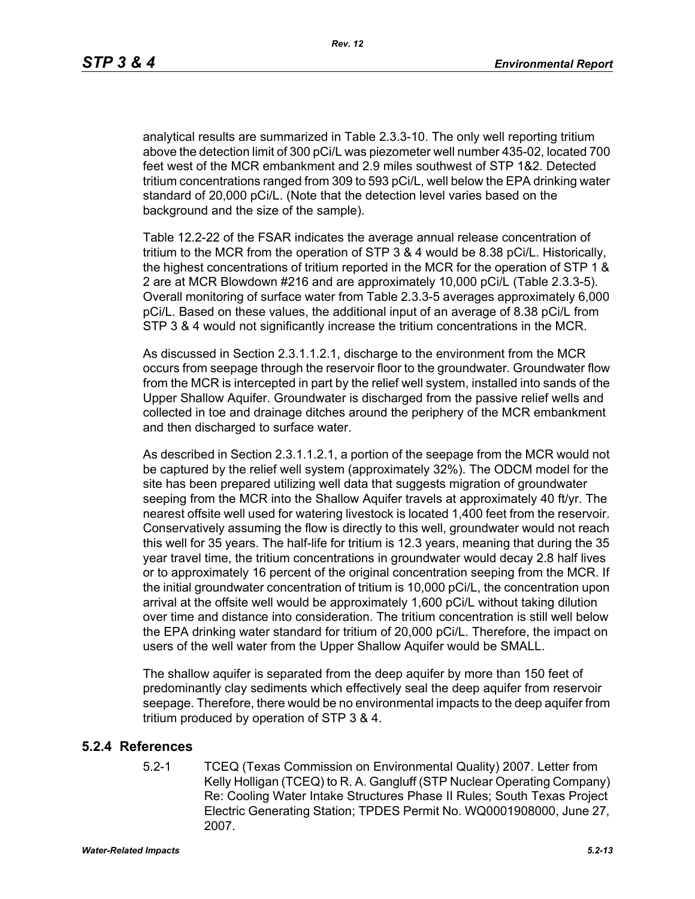analytical results are summarized in Table 2.3.3-10. The only well reporting tritium above the detection limit of 300 pCi/L was piezometer well number 435-02, located 700 feet west of the MCR embankment and 2.9 miles southwest of STP 1&2. Detected tritium concentrations ranged from 309 to 593 pCi/L, well below the EPA drinking water standard of 20,000 pCi/L. (Note that the detection level varies based on the background and the size of the sample).

Table 12.2-22 of the FSAR indicates the average annual release concentration of tritium to the MCR from the operation of STP 3 & 4 would be 8.38 pCi/L. Historically, the highest concentrations of tritium reported in the MCR for the operation of STP 1 & 2 are at MCR Blowdown #216 and are approximately 10,000 pCi/L (Table 2.3.3-5). Overall monitoring of surface water from Table 2.3.3-5 averages approximately 6,000 pCi/L. Based on these values, the additional input of an average of 8.38 pCi/L from STP 3 & 4 would not significantly increase the tritium concentrations in the MCR.

As discussed in Section 2.3.1.1.2.1, discharge to the environment from the MCR occurs from seepage through the reservoir floor to the groundwater. Groundwater flow from the MCR is intercepted in part by the relief well system, installed into sands of the Upper Shallow Aquifer. Groundwater is discharged from the passive relief wells and collected in toe and drainage ditches around the periphery of the MCR embankment and then discharged to surface water.

As described in Section 2.3.1.1.2.1, a portion of the seepage from the MCR would not be captured by the relief well system (approximately 32%). The ODCM model for the site has been prepared utilizing well data that suggests migration of groundwater seeping from the MCR into the Shallow Aquifer travels at approximately 40 ft/yr. The nearest offsite well used for watering livestock is located 1,400 feet from the reservoir. Conservatively assuming the flow is directly to this well, groundwater would not reach this well for 35 years. The half-life for tritium is 12.3 years, meaning that during the 35 year travel time, the tritium concentrations in groundwater would decay 2.8 half lives or to approximately 16 percent of the original concentration seeping from the MCR. If the initial groundwater concentration of tritium is 10,000 pCi/L, the concentration upon arrival at the offsite well would be approximately 1,600 pCi/L without taking dilution over time and distance into consideration. The tritium concentration is still well below the EPA drinking water standard for tritium of 20,000 pCi/L. Therefore, the impact on users of the well water from the Upper Shallow Aquifer would be SMALL.

The shallow aquifer is separated from the deep aquifer by more than 150 feet of predominantly clay sediments which effectively seal the deep aquifer from reservoir seepage. Therefore, there would be no environmental impacts to the deep aquifer from tritium produced by operation of STP 3 & 4.

## 5.2.4 References

5.2-1 TCEQ (Texas Commission on Environmental Quality) 2007. Letter from Kelly Holligan (TCEQ) to R. A. Gangluff (STP Nuclear Operating Company) Re: Cooling Water Intake Structures Phase II Rules; South Texas Project Electric Generating Station; TPDES Permit No. WQ0001908000, June 27, 2007.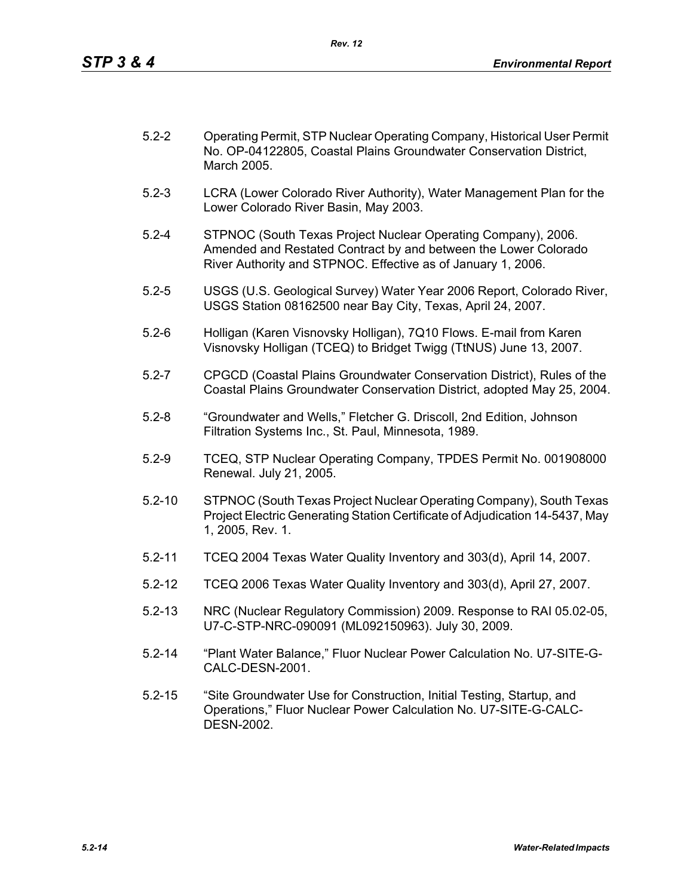5.2-2 Operating Permit, STP Nuclear Operating Company, Historical User Permit No. OP-04122805, Coastal Plains Groundwater Conservation District, March 2005.

5.2-3 LCRA (Lower Colorado River Authority), Water Management Plan for the Lower Colorado River Basin, May 2003.

5.2-4 STPNOC (South Texas Project Nuclear Operating Company), 2006. Amended and Restated Contract by and between the Lower Colorado River Authority and STPNOC. Effective as of January 1, 2006.

5.2-5 USGS (U.S. Geological Survey) Water Year 2006 Report, Colorado River, USGS Station 08162500 near Bay City, Texas, April 24, 2007.

5.2-6 Holligan (Karen Visnovsky Holligan), 7Q10 Flows. E-mail from Karen Visnovsky Holligan (TCEQ) to Bridget Twigg (TtNUS) June 13, 2007.

5.2-7 CPGCD (Coastal Plains Groundwater Conservation District), Rules of the Coastal Plains Groundwater Conservation District, adopted May 25, 2004.

5.2-8 "Groundwater and Wells," Fletcher G. Driscoll, 2nd Edition, Johnson Filtration Systems Inc., St. Paul, Minnesota, 1989.

5.2-9 TCEQ, STP Nuclear Operating Company, TPDES Permit No. 001908000 Renewal. July 21, 2005.

5.2-10 STPNOC (South Texas Project Nuclear Operating Company), South Texas Project Electric Generating Station Certificate of Adjudication 14-5437, May 1, 2005, Rev. 1.

5.2-11 TCEQ 2004 Texas Water Quality Inventory and 303(d), April 14, 2007.

5.2-12 TCEQ 2006 Texas Water Quality Inventory and 303(d), April 27, 2007.

5.2-13 NRC (Nuclear Regulatory Commission) 2009. Response to RAI 05.02-05, U7-C-STP-NRC-090091 (ML092150963). July 30, 2009.

5.2-14 "Plant Water Balance," Fluor Nuclear Power Calculation No. U7-SITE-G-CALC-DESN-2001.

5.2-15 "Site Groundwater Use for Construction, Initial Testing, Startup, and Operations," Fluor Nuclear Power Calculation No. U7-SITE-G-CALC-DESN-2002.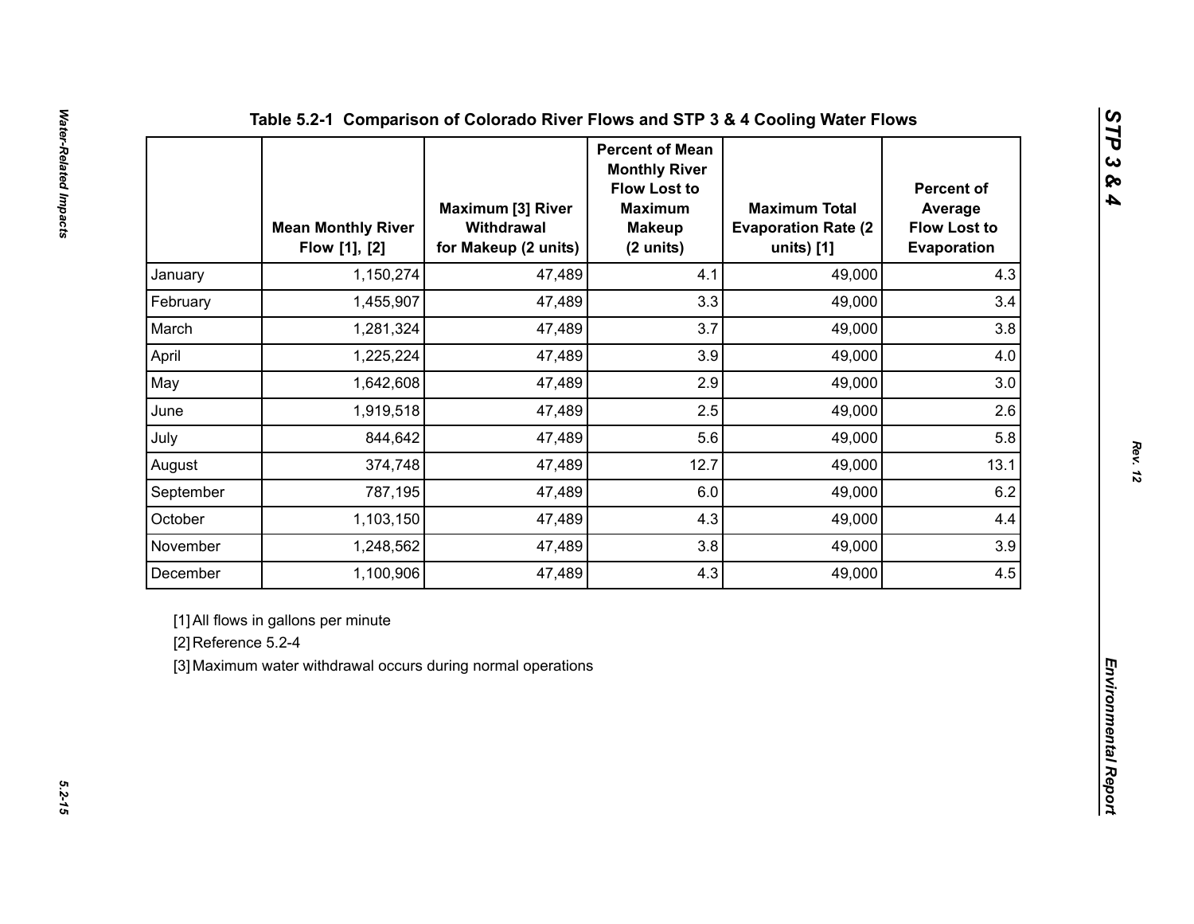**Table 5.2-1 Comparison of Colorado River Flows and STP 3 & 4 Cooling Water Flows**

| | Mean Monthly River Flow [1], [2] | Maximum [3] River Withdrawal for Makeup (2 units) | Percent of Mean Monthly River Flow Lost to Maximum Makeup (2 units) | Maximum Total Evaporation Rate (2 units) [1] | Percent of Average Flow Lost to Evaporation |
|---|---|---|---|---|---|
| January | 1,150,274 | 47,489 | 4.1 | 49,000 | 4.3 |
| February | 1,455,907 | 47,489 | 3.3 | 49,000 | 3.4 |
| March | 1,281,324 | 47,489 | 3.7 | 49,000 | 3.8 |
| April | 1,225,224 | 47,489 | 3.9 | 49,000 | 4.0 |
| May | 1,642,608 | 47,489 | 2.9 | 49,000 | 3.0 |
| June | 1,919,518 | 47,489 | 2.5 | 49,000 | 2.6 |
| July | 844,642 | 47,489 | 5.6 | 49,000 | 5.8 |
| August | 374,748 | 47,489 | 12.7 | 49,000 | 13.1 |
| September | 787,195 | 47,489 | 6.0 | 49,000 | 6.2 |
| October | 1,103,150 | 47,489 | 4.3 | 49,000 | 4.4 |
| November | 1,248,562 | 47,489 | 3.8 | 49,000 | 3.9 |
| December | 1,100,906 | 47,489 | 4.3 | 49,000 | 4.5 |

[1] All flows in gallons per minute

[2] Reference 5.2-4

[3] Maximum water withdrawal occurs during normal operations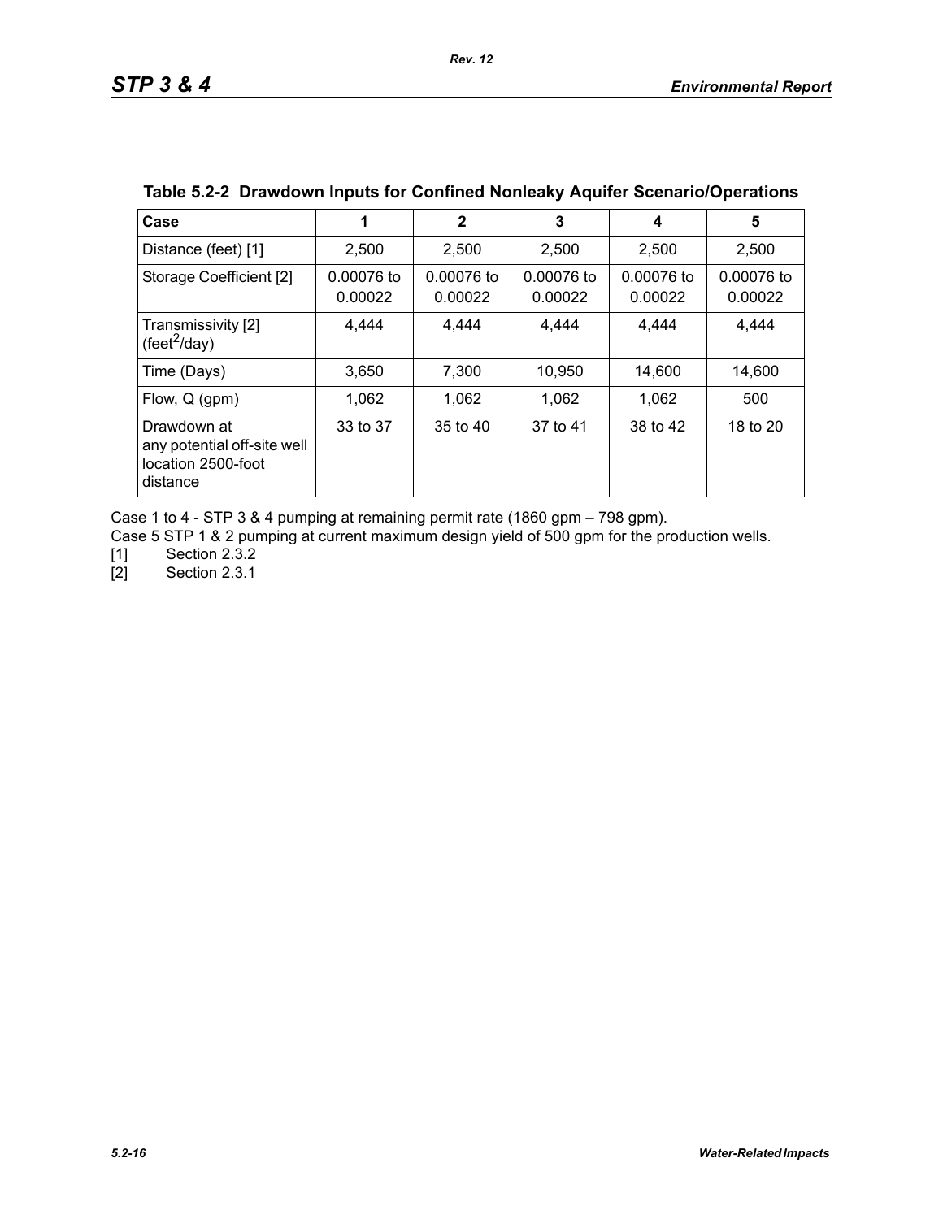**Table 5.2-2 Drawdown Inputs for Confined Nonleaky Aquifer Scenario/Operations**

| Case | 1 | 2 | 3 | 4 | 5 |
|---|---|---|---|---|---|
| Distance (feet) [1] | 2,500 | 2,500 | 2,500 | 2,500 | 2,500 |
| Storage Coefficient [2] | 0.00076 to 0.00022 | 0.00076 to 0.00022 | 0.00076 to 0.00022 | 0.00076 to 0.00022 | 0.00076 to 0.00022 |
| Transmissivity [2] ($feet^2$/day) | 4,444 | 4,444 | 4,444 | 4,444 | 4,444 |
| Time (Days) | 3,650 | 7,300 | 10,950 | 14,600 | 14,600 |
| Flow, Q (gpm) | 1,062 | 1,062 | 1,062 | 1,062 | 500 |
| Drawdown at any potential off-site well location 2500-foot distance | 33 to 37 | 35 to 40 | 37 to 41 | 38 to 42 | 18 to 20 |

Case 1 to 4 - STP 3 & 4 pumping at remaining permit rate (1860 gpm – 798 gpm).

Case 5 STP 1 & 2 pumping at current maximum design yield of 500 gpm for the production wells.

[1] Section 2.3.2

[2] Section 2.3.1